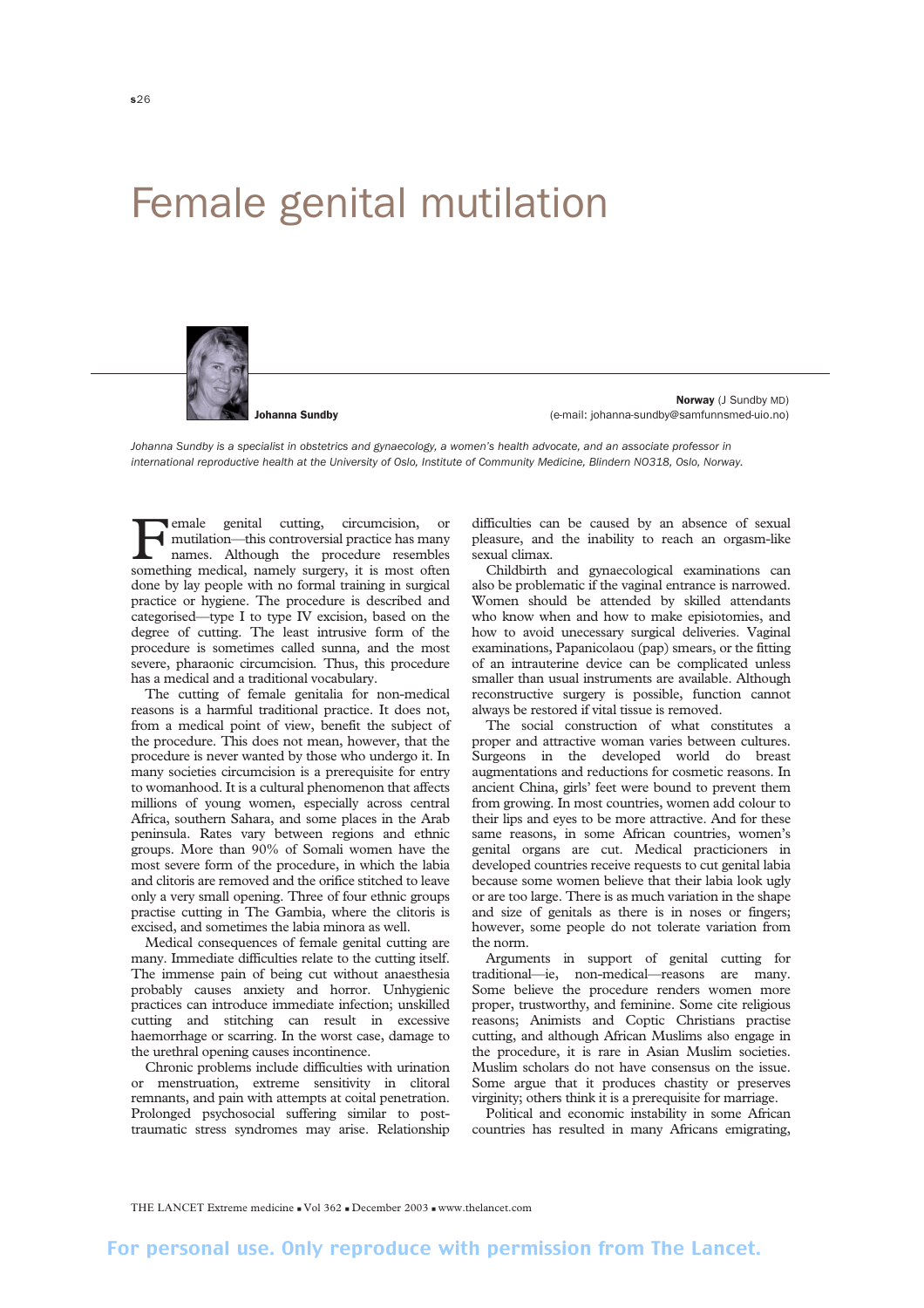# Female genital mutilation

**Johanna Sundby**

**Norway** (J Sundby MD)
(e-mail: johanna-sundby@samfunnsmed-uio.no)

*Johanna Sundby is a specialist in obstetrics and gynaecology, a women's health advocate, and an associate professor in international reproductive health at the University of Oslo, Institute of Community Medicine, Blindern NO318, Oslo, Norway.*

Female genital cutting, circumcision, or mutilation—this controversial practice has many names. Although the procedure resembles something medical, namely surgery, it is most often done by lay people with no formal training in surgical practice or hygiene. The procedure is described and categorised—type I to type IV excision, based on the degree of cutting. The least intrusive form of the procedure is sometimes called sunna, and the most severe, pharaonic circumcision. Thus, this procedure has a medical and a traditional vocabulary.

The cutting of female genitalia for non-medical reasons is a harmful traditional practice. It does not, from a medical point of view, benefit the subject of the procedure. This does not mean, however, that the procedure is never wanted by those who undergo it. In many societies circumcision is a prerequisite for entry to womanhood. It is a cultural phenomenon that affects millions of young women, especially across central Africa, southern Sahara, and some places in the Arab peninsula. Rates vary between regions and ethnic groups. More than 90% of Somali women have the most severe form of the procedure, in which the labia and clitoris are removed and the orifice stitched to leave only a very small opening. Three of four ethnic groups practise cutting in The Gambia, where the clitoris is excised, and sometimes the labia minora as well.

Medical consequences of female genital cutting are many. Immediate difficulties relate to the cutting itself. The immense pain of being cut without anaesthesia probably causes anxiety and horror. Unhygienic practices can introduce immediate infection; unskilled cutting and stitching can result in excessive haemorrhage or scarring. In the worst case, damage to the urethral opening causes incontinence.

Chronic problems include difficulties with urination or menstruation, extreme sensitivity in clitoral remnants, and pain with attempts at coital penetration. Prolonged psychosocial suffering similar to post-traumatic stress syndromes may arise. Relationship difficulties can be caused by an absence of sexual pleasure, and the inability to reach an orgasm-like sexual climax.

Childbirth and gynaecological examinations can also be problematic if the vaginal entrance is narrowed. Women should be attended by skilled attendants who know when and how to make episiotomies, and how to avoid unecessary surgical deliveries. Vaginal examinations, Papanicolaou (pap) smears, or the fitting of an intrauterine device can be complicated unless smaller than usual instruments are available. Although reconstructive surgery is possible, function cannot always be restored if vital tissue is removed.

The social construction of what constitutes a proper and attractive woman varies between cultures. Surgeons in the developed world do breast augmentations and reductions for cosmetic reasons. In ancient China, girls' feet were bound to prevent them from growing. In most countries, women add colour to their lips and eyes to be more attractive. And for these same reasons, in some African countries, women's genital organs are cut. Medical practicioners in developed countries receive requests to cut genital labia because some women believe that their labia look ugly or are too large. There is as much variation in the shape and size of genitals as there is in noses or fingers; however, some people do not tolerate variation from the norm.

Arguments in support of genital cutting for traditional—ie, non-medical—reasons are many. Some believe the procedure renders women more proper, trustworthy, and feminine. Some cite religious reasons; Animists and Coptic Christians practise cutting, and although African Muslims also engage in the procedure, it is rare in Asian Muslim societies. Muslim scholars do not have consensus on the issue. Some argue that it produces chastity or preserves virginity; others think it is a prerequisite for marriage.

Political and economic instability in some African countries has resulted in many Africans emigrating,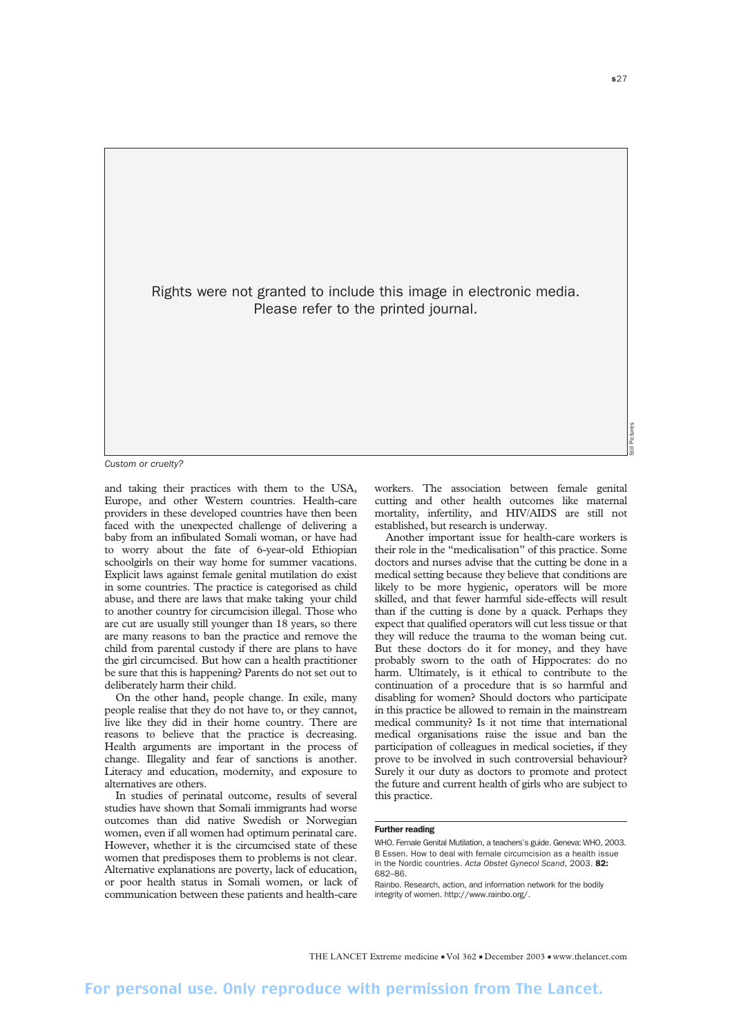Rights were not granted to include this image in electronic media. Please refer to the printed journal.

*Custom or cruelty?*

and taking their practices with them to the USA, Europe, and other Western countries. Health-care providers in these developed countries have then been faced with the unexpected challenge of delivering a baby from an infibulated Somali woman, or have had to worry about the fate of 6-year-old Ethiopian schoolgirls on their way home for summer vacations. Explicit laws against female genital mutilation do exist in some countries. The practice is categorised as child abuse, and there are laws that make taking your child to another country for circumcision illegal. Those who are cut are usually still younger than 18 years, so there are many reasons to ban the practice and remove the child from parental custody if there are plans to have the girl circumcised. But how can a health practitioner be sure that this is happening? Parents do not set out to deliberately harm their child.

On the other hand, people change. In exile, many people realise that they do not have to, or they cannot, live like they did in their home country. There are reasons to believe that the practice is decreasing. Health arguments are important in the process of change. Illegality and fear of sanctions is another. Literacy and education, modernity, and exposure to alternatives are others.

In studies of perinatal outcome, results of several studies have shown that Somali immigrants had worse outcomes than did native Swedish or Norwegian women, even if all women had optimum perinatal care. However, whether it is the circumcised state of these women that predisposes them to problems is not clear. Alternative explanations are poverty, lack of education, or poor health status in Somali women, or lack of communication between these patients and health-care workers. The association between female genital cutting and other health outcomes like maternal mortality, infertility, and HIV/AIDS are still not established, but research is underway.

Another important issue for health-care workers is their role in the "medicalisation" of this practice. Some doctors and nurses advise that the cutting be done in a medical setting because they believe that conditions are likely to be more hygienic, operators will be more skilled, and that fewer harmful side-effects will result than if the cutting is done by a quack. Perhaps they expect that qualified operators will cut less tissue or that they will reduce the trauma to the woman being cut. But these doctors do it for money, and they have probably sworn to the oath of Hippocrates: do no harm. Ultimately, is it ethical to contribute to the continuation of a procedure that is so harmful and disabling for women? Should doctors who participate in this practice be allowed to remain in the mainstream medical community? Is it not time that international medical organisations raise the issue and ban the participation of colleagues in medical societies, if they prove to be involved in such controversial behaviour? Surely it our duty as doctors to promote and protect the future and current health of girls who are subject to this practice.

#### Further reading

WHO. Female Genital Mutilation, a teachers's guide. Geneva: WHO, 2003.

B Essen. How to deal with female circumcision as a health issue in the Nordic countries. *Acta Obstet Gynecol Scand*, 2003. **82:** 682–86.

Rainbo. Research, action, and information network for the bodily integrity of women. http://www.rainbo.org/.